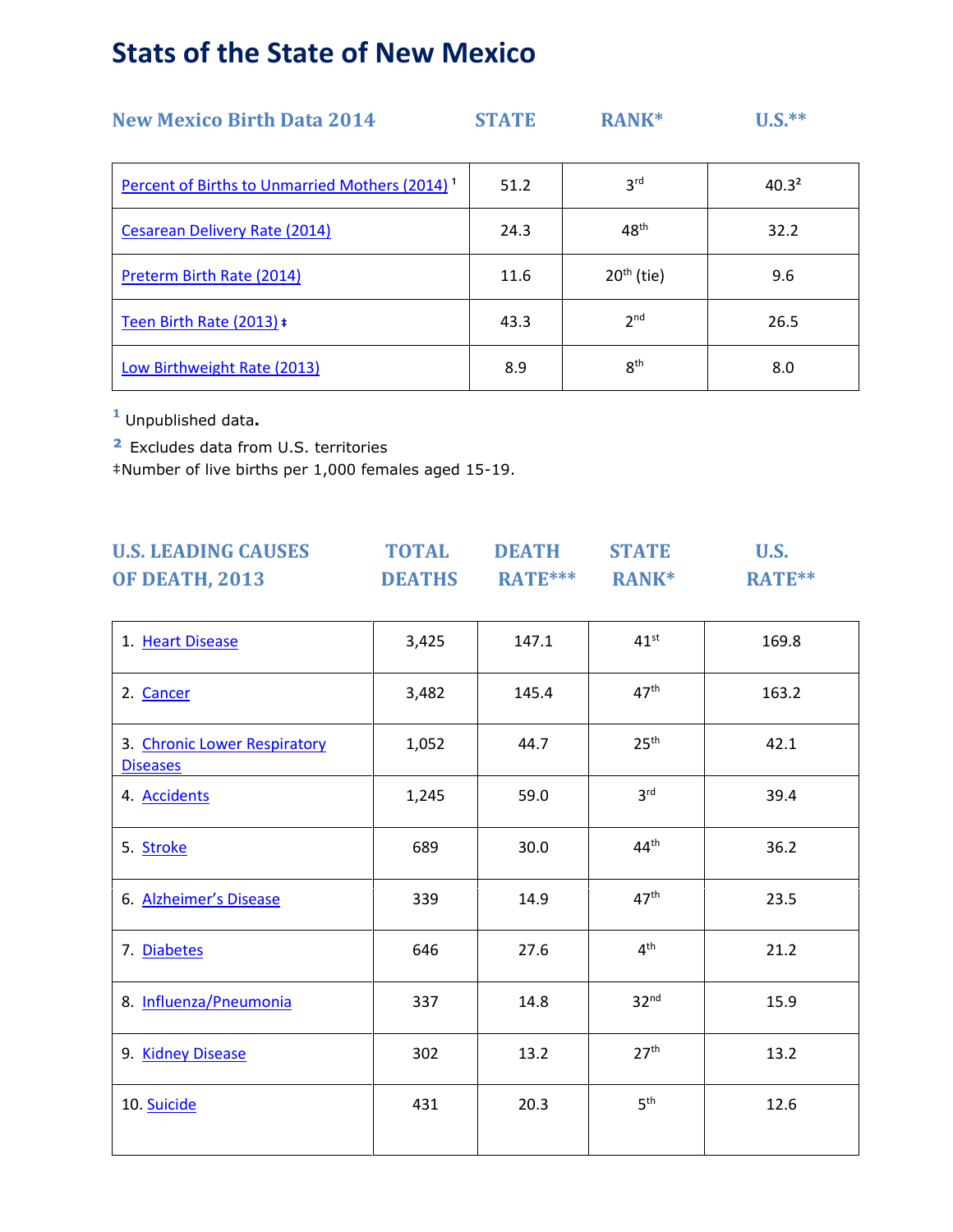# Stats of the State of New Mexico

| New Mexico Birth Data 2014 | STATE | RANK* | U.S.** |
|---|---|---|---|
| Percent of Births to Unmarried Mothers (2014) [1] | 51.2 | 3rd | 40.3[2] |
| Cesarean Delivery Rate (2014) | 24.3 | 48th | 32.2 |
| Preterm Birth Rate (2014) | 11.6 | 20th (tie) | 9.6 |
| Teen Birth Rate (2013) ‡ | 43.3 | 2nd | 26.5 |
| Low Birthweight Rate (2013) | 8.9 | 8th | 8.0 |

[1] Unpublished data.

[2] Excludes data from U.S. territories

‡Number of live births per 1,000 females aged 15-19.

| U.S. LEADING CAUSES OF DEATH, 2013 | TOTAL DEATHS | DEATH RATE*** | STATE RANK* | U.S. RATE** |
|---|---|---|---|---|
| 1. Heart Disease | 3,425 | 147.1 | 41st | 169.8 |
| 2. Cancer | 3,482 | 145.4 | 47th | 163.2 |
| 3. Chronic Lower Respiratory Diseases | 1,052 | 44.7 | 25th | 42.1 |
| 4. Accidents | 1,245 | 59.0 | 3rd | 39.4 |
| 5. Stroke | 689 | 30.0 | 44th | 36.2 |
| 6. Alzheimer's Disease | 339 | 14.9 | 47th | 23.5 |
| 7. Diabetes | 646 | 27.6 | 4th | 21.2 |
| 8. Influenza/Pneumonia | 337 | 14.8 | 32nd | 15.9 |
| 9. Kidney Disease | 302 | 13.2 | 27th | 13.2 |
| 10. Suicide | 431 | 20.3 | 5th | 12.6 |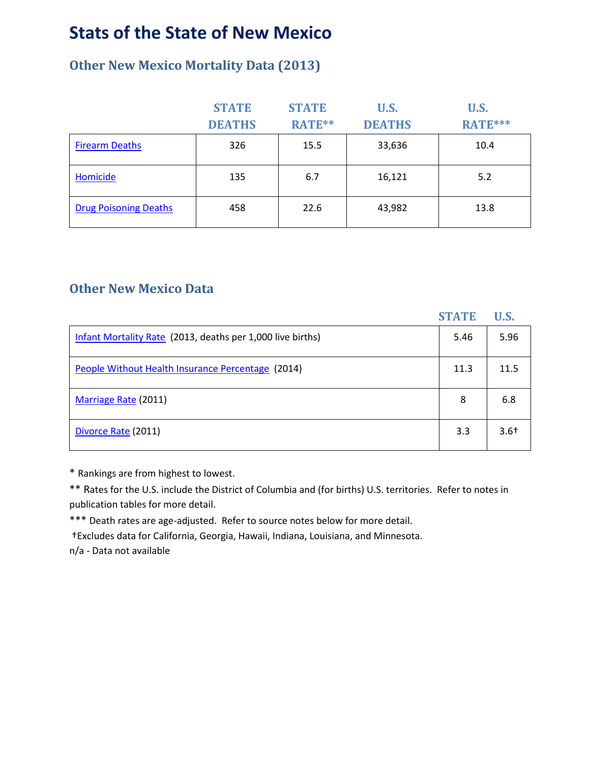# Stats of the State of New Mexico

## Other New Mexico Mortality Data (2013)

| | STATE DEATHS | STATE RATE** | U.S. DEATHS | U.S. RATE*** |
|---|---|---|---|---|
| Firearm Deaths | 326 | 15.5 | 33,636 | 10.4 |
| Homicide | 135 | 6.7 | 16,121 | 5.2 |
| Drug Poisoning Deaths | 458 | 22.6 | 43,982 | 13.8 |

## Other New Mexico Data

| | STATE | U.S. |
|---|---|---|
| Infant Mortality Rate (2013, deaths per 1,000 live births) | 5.46 | 5.96 |
| People Without Health Insurance Percentage (2014) | 11.3 | 11.5 |
| Marriage Rate (2011) | 8 | 6.8 |
| Divorce Rate (2011) | 3.3 | 3.6† |

* Rankings are from highest to lowest.

** Rates for the U.S. include the District of Columbia and (for births) U.S. territories. Refer to notes in publication tables for more detail.

*** Death rates are age-adjusted. Refer to source notes below for more detail.

†Excludes data for California, Georgia, Hawaii, Indiana, Louisiana, and Minnesota.

n/a - Data not available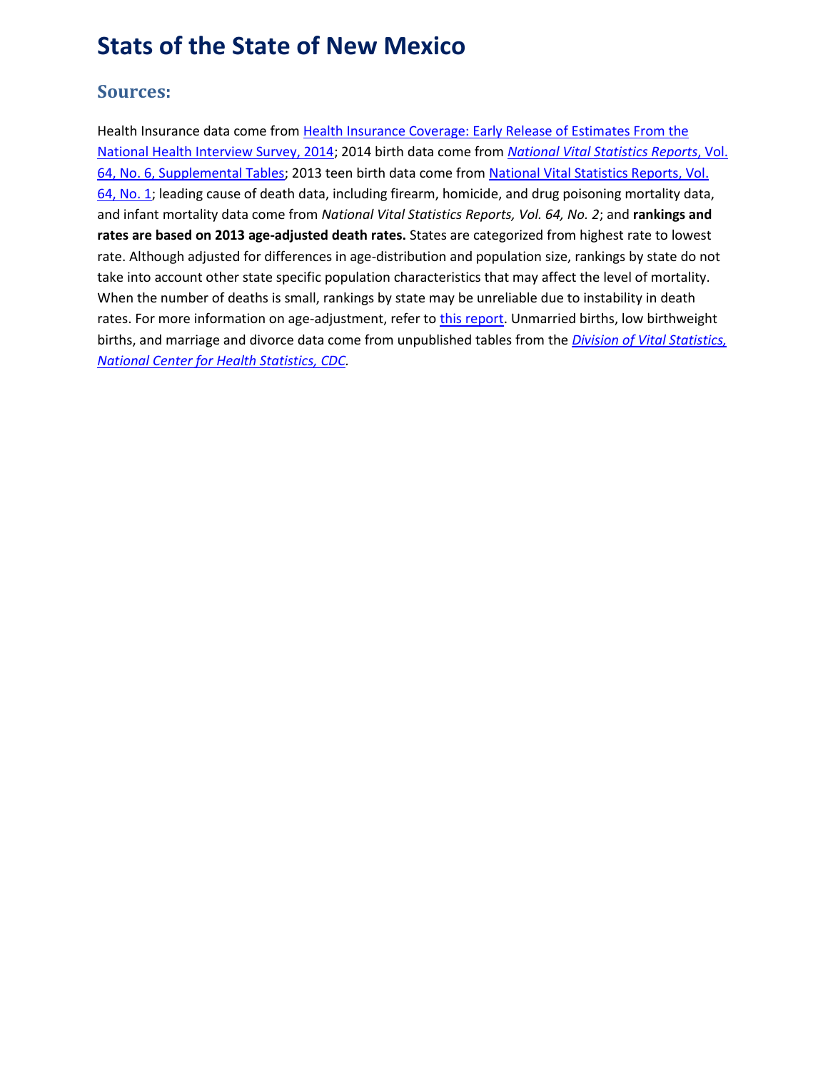# Stats of the State of New Mexico

## Sources:

Health Insurance data come from Health Insurance Coverage: Early Release of Estimates From the National Health Interview Survey, 2014; 2014 birth data come from *National Vital Statistics Reports*, Vol. 64, No. 6, Supplemental Tables; 2013 teen birth data come from National Vital Statistics Reports, Vol. 64, No. 1; leading cause of death data, including firearm, homicide, and drug poisoning mortality data, and infant mortality data come from *National Vital Statistics Reports, Vol. 64, No. 2*; and **rankings and rates are based on 2013 age-adjusted death rates.** States are categorized from highest rate to lowest rate. Although adjusted for differences in age-distribution and population size, rankings by state do not take into account other state specific population characteristics that may affect the level of mortality. When the number of deaths is small, rankings by state may be unreliable due to instability in death rates. For more information on age-adjustment, refer to this report. Unmarried births, low birthweight births, and marriage and divorce data come from unpublished tables from the *Division of Vital Statistics, National Center for Health Statistics, CDC.*